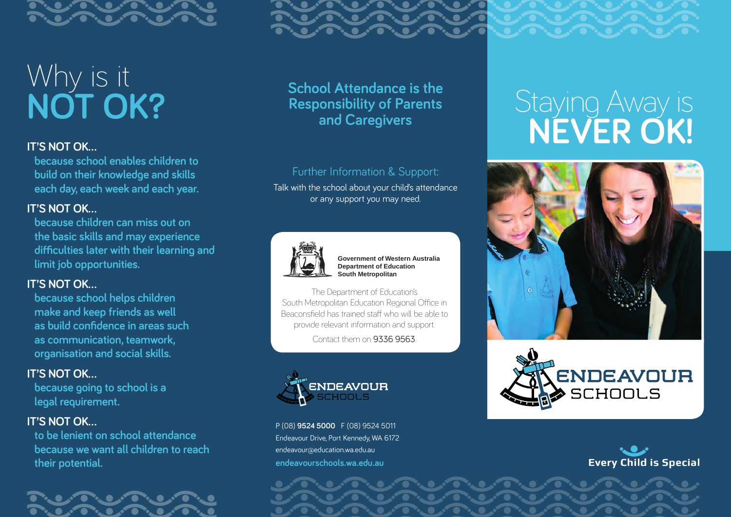# Why is it NOT OK?

**IT'S NOT OK...**
because school enables children to build on their knowledge and skills each day, each week and each year.

**IT'S NOT OK...**
because children can miss out on the basic skills and may experience difficulties later with their learning and limit job opportunities.

**IT'S NOT OK...**
because school helps children make and keep friends as well as build confidence in areas such as communication, teamwork, organisation and social skills.

**IT'S NOT OK...**
because going to school is a legal requirement.

**IT'S NOT OK...**
to be lenient on school attendance because we want all children to reach their potential.

## School Attendance is the Responsibility of Parents and Caregivers

### Further Information & Support:

Talk with the school about your child's attendance or any support you may need.

**Government of Western Australia**
**Department of Education**
**South Metropolitan**

The Department of Education's South Metropolitan Education Regional Office in Beaconsfield has trained staff who will be able to provide relevant information and support.

Contact them on 9336 9563.

ENDEAVOUR SCHOOLS

P (08) **9524 5000** F (08) 9524 5011
Endeavour Drive, Port Kennedy, WA 6172
endeavour@education.wa.edu.au
endeavourschools.wa.edu.au

# Staying Away is NEVER OK!

ENDEAVOUR SCHOOLS

**Every Child is Special**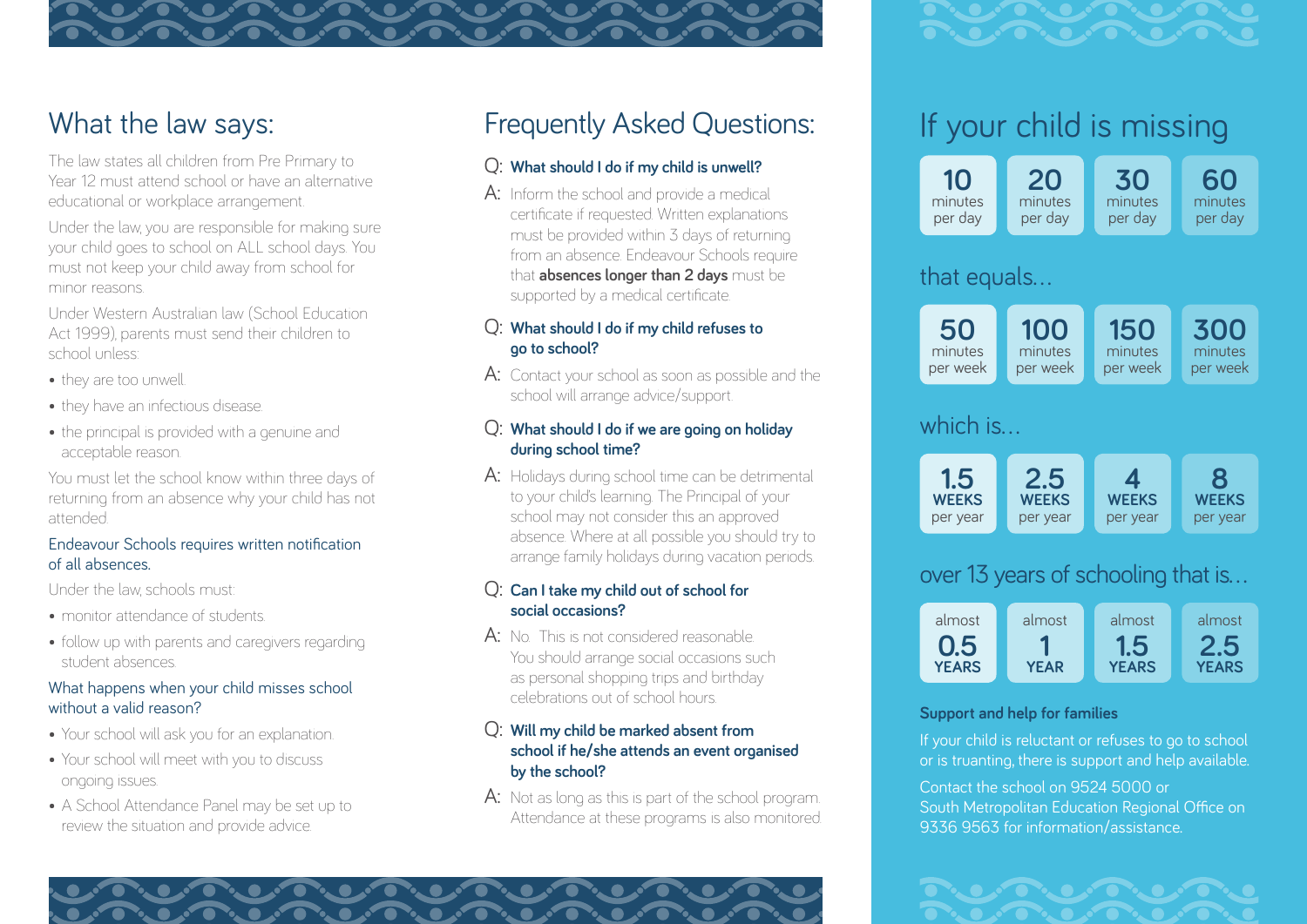## What the law says:

The law states all children from Pre Primary to Year 12 must attend school or have an alternative educational or workplace arrangement.

Under the law, you are responsible for making sure your child goes to school on ALL school days. You must not keep your child away from school for minor reasons.

Under Western Australian law (School Education Act 1999), parents must send their children to school unless:

- they are too unwell.
- they have an infectious disease.
- the principal is provided with a genuine and acceptable reason.

You must let the school know within three days of returning from an absence why your child has not attended.

Endeavour Schools requires written notification of all absences.

Under the law, schools must:

- monitor attendance of students.
- follow up with parents and caregivers regarding student absences.

What happens when your child misses school without a valid reason?

- Your school will ask you for an explanation.
- Your school will meet with you to discuss ongoing issues.
- A School Attendance Panel may be set up to review the situation and provide advice.

## Frequently Asked Questions:

**Q: What should I do if my child is unwell?**

A: Inform the school and provide a medical certificate if requested. Written explanations must be provided within 3 days of returning from an absence. Endeavour Schools require that **absences longer than 2 days** must be supported by a medical certificate.

**Q: What should I do if my child refuses to go to school?**

A: Contact your school as soon as possible and the school will arrange advice/support.

**Q: What should I do if we are going on holiday during school time?**

A: Holidays during school time can be detrimental to your child's learning. The Principal of your school may not consider this an approved absence. Where at all possible you should try to arrange family holidays during vacation periods.

**Q: Can I take my child out of school for social occasions?**

A: No. This is not considered reasonable. You should arrange social occasions such as personal shopping trips and birthday celebrations out of school hours.

**Q: Will my child be marked absent from school if he/she attends an event organised by the school?**

A: Not as long as this is part of the school program. Attendance at these programs is also monitored.

## If your child is missing

| | | | |
|---|---|---|---|
| 10 minutes per day | 20 minutes per day | 30 minutes per day | 60 minutes per day |

that equals...

| | | | |
|---|---|---|---|
| 50 minutes per week | 100 minutes per week | 150 minutes per week | 300 minutes per week |

which is...

| | | | |
|---|---|---|---|
| 1.5 WEEKS per year | 2.5 WEEKS per year | 4 WEEKS per year | 8 WEEKS per year |

over 13 years of schooling that is...

| | | | |
|---|---|---|---|
| almost 0.5 YEARS | almost 1 YEAR | almost 1.5 YEARS | almost 2.5 YEARS |

**Support and help for families**

If your child is reluctant or refuses to go to school or is truanting, there is support and help available.

Contact the school on 9524 5000 or South Metropolitan Education Regional Office on 9336 9563 for information/assistance.